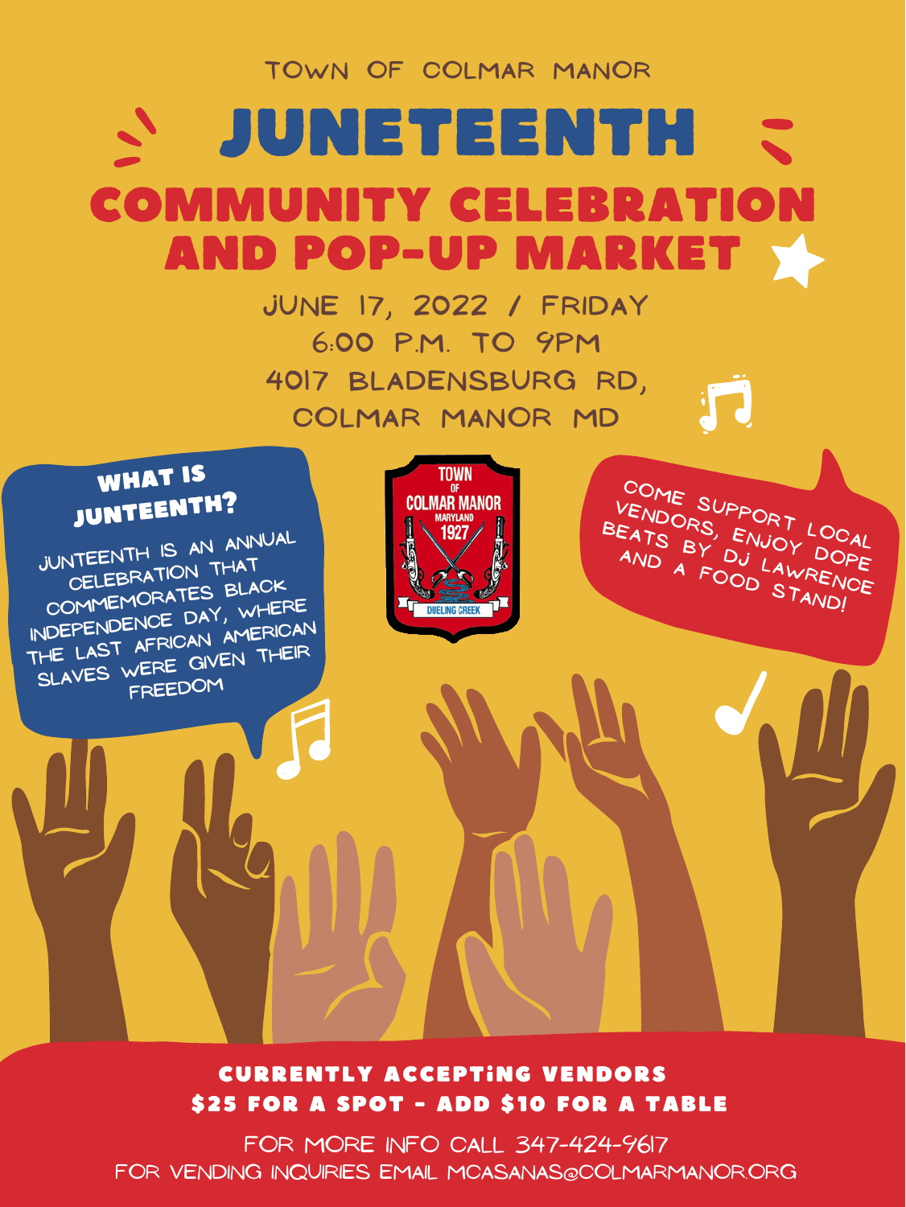TOWN OF COLMAR MANOR

# JUNETEENTH

## COMMUNITY CELEBRATION AND POP-UP MARKET

JUNE 17, 2022 / FRIDAY
6:00 P.M. TO 9PM
4017 BLADENSBURG RD,
COLMAR MANOR MD

### WHAT IS JUNTEENTH?

JUNTEENTH IS AN ANNUAL CELEBRATION THAT COMMEMORATES BLACK INDEPENDENCE DAY, WHERE THE LAST AFRICAN AMERICAN SLAVES WERE GIVEN THEIR FREEDOM

TOWN OF COLMAR MANOR MARYLAND 1927
DUELING CREEK

COME SUPPORT LOCAL VENDORS, ENJOY DOPE BEATS BY DJ LAWRENCE AND A FOOD STAND!

**CURRENTLY ACCEPTING VENDORS**
**$25 FOR A SPOT - ADD $10 FOR A TABLE**

FOR MORE INFO CALL 347-424-9617
FOR VENDING INQUIRIES EMAIL MCASANAS@COLMARMANOR.ORG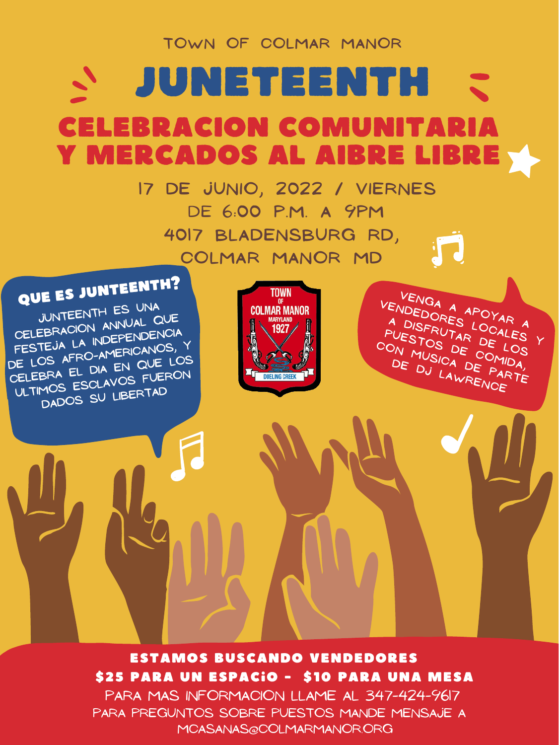TOWN OF COLMAR MANOR

# JUNETEENTH

## CELEBRACION COMUNITARIA Y MERCADOS AL AIBRE LIBRE

17 DE JUNIO, 2022 / VIERNES
DE 6:00 P.M. A 9PM
4017 BLADENSBURG RD,
COLMAR MANOR MD

### QUE ES JUNTEENTH?

JUNTEENTH ES UNA CELEBRACION ANNUAL QUE FESTEJA LA INDEPENDENCIA DE LOS AFRO-AMERICANOS, Y CELEBRA EL DIA EN QUE LOS ULTIMOS ESCLAVOS FUERON DADOS SU LIBERTAD

TOWN OF COLMAR MANOR MARYLAND 1927
DUELING CREEK

VENGA A APOYAR A VENDEDORES LOCALES Y A DISFRUTAR DE LOS PUESTOS DE COMIDA, CON MUSICA DE PARTE DE DJ LAWRENCE

**ESTAMOS BUSCANDO VENDEDORES**
**$25 PARA UN ESPACiO - $10 PARA UNA MESA**
PARA MAS INFORMACION LLAME AL 347-424-9617
PARA PREGUNTOS SOBRE PUESTOS MANDE MENSAJE A
MCASANAS@COLMARMANOR.ORG